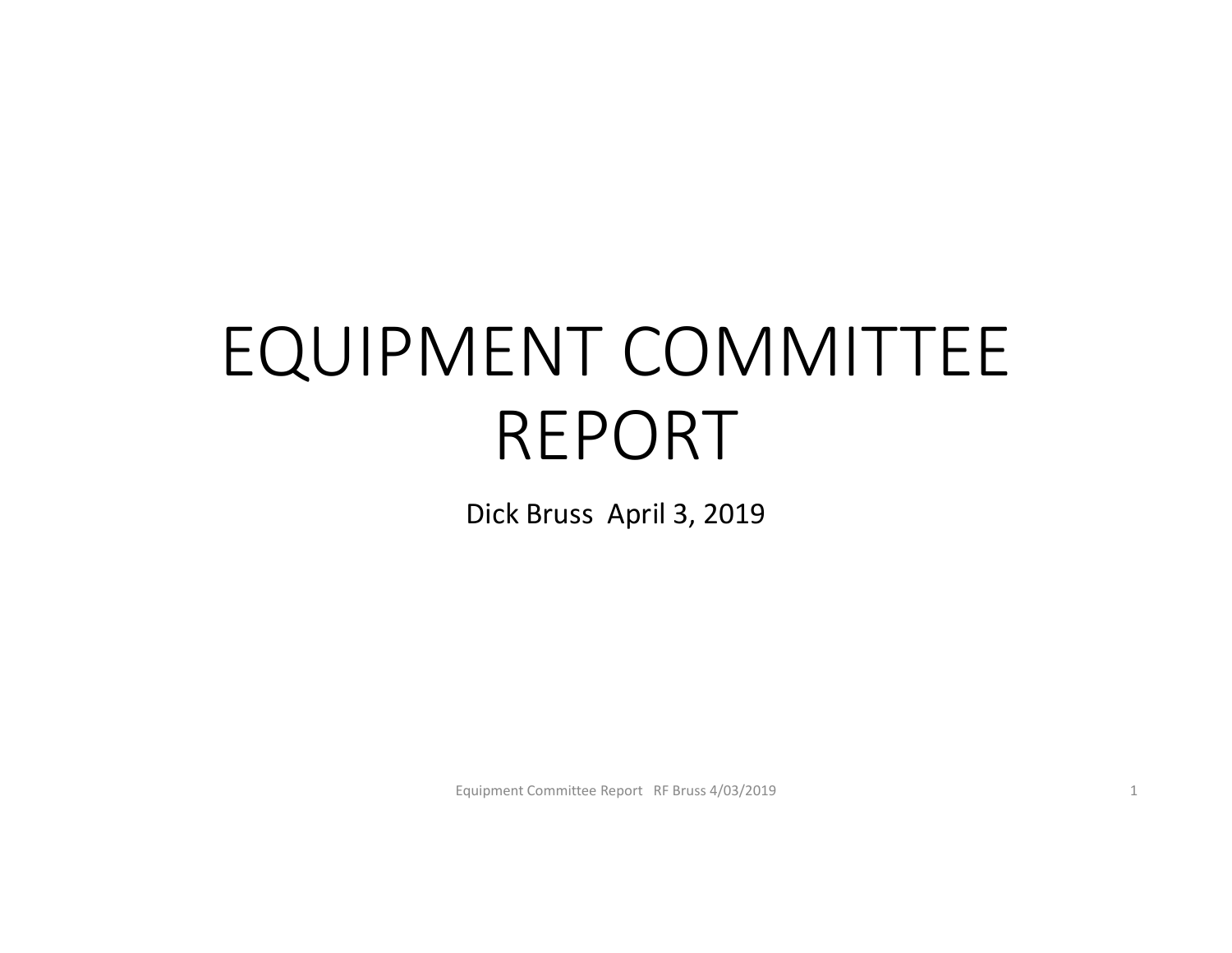# EQUIPMENT COMMITTEE REPORT

Dick Bruss April 3, 2019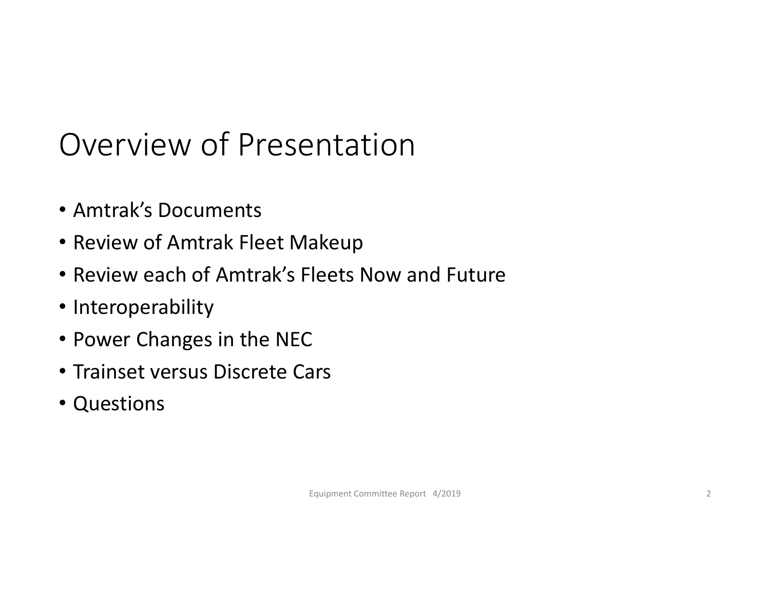# Overview of Presentation

- Amtrak's Documents
- Review of Amtrak Fleet Makeup
- Review each of Amtrak's Fleets Now and Future
- Interoperability
- Power Changes in the NEC
- Trainset versus Discrete Cars
- Questions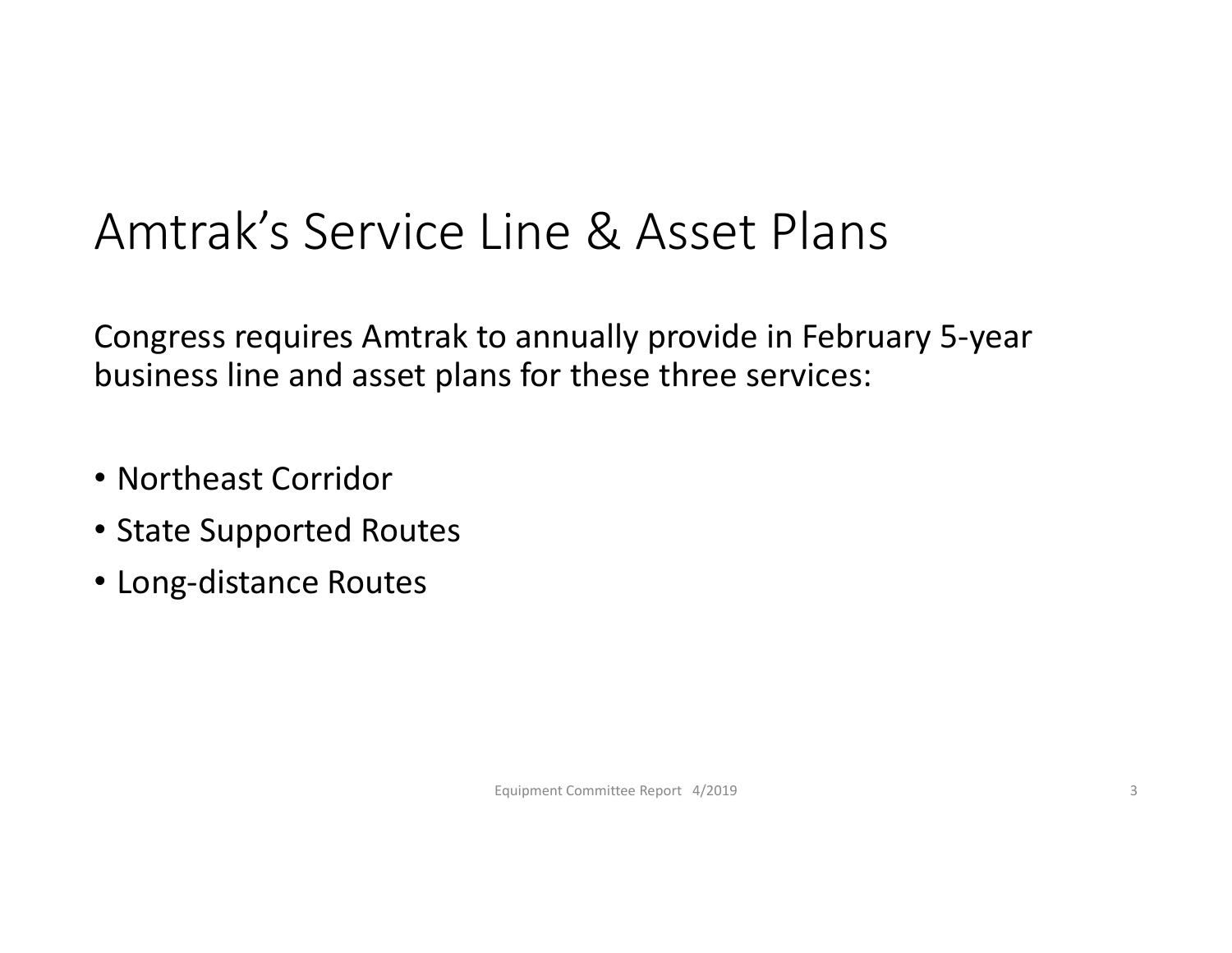# Amtrak's Service Line & Asset Plans

Congress requires Amtrak to annually provide in February 5-year business line and asset plans for these three services:

- Northeast Corridor
- State Supported Routes
- Long-distance Routes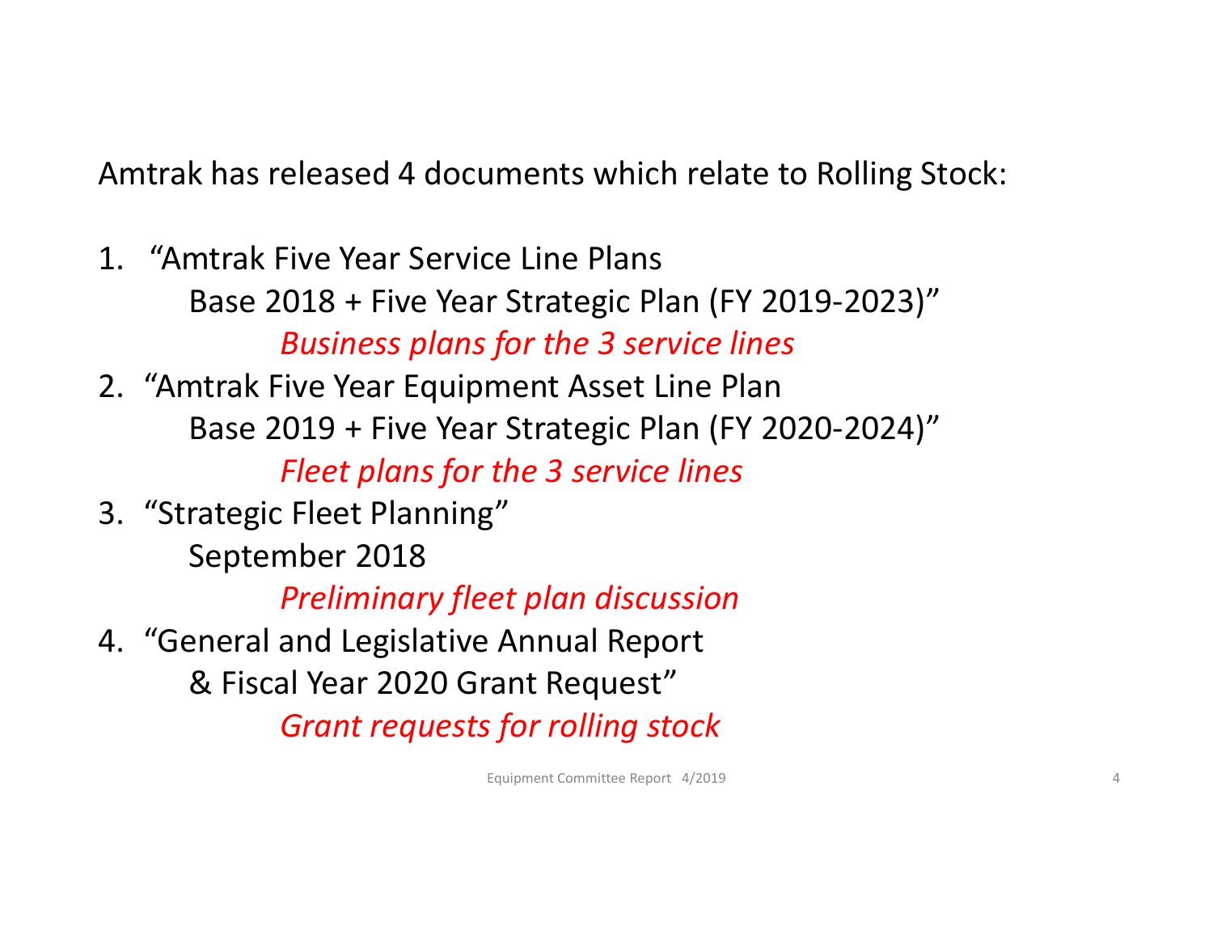Amtrak has released 4 documents which relate to Rolling Stock:

1. "Amtrak Five Year Service Line Plans
   Base 2018 + Five Year Strategic Plan (FY 2019-2023)"
   *Business plans for the 3 service lines*
2. "Amtrak Five Year Equipment Asset Line Plan
   Base 2019 + Five Year Strategic Plan (FY 2020-2024)"
   *Fleet plans for the 3 service lines*
3. "Strategic Fleet Planning"
   September 2018
   *Preliminary fleet plan discussion*
4. "General and Legislative Annual Report
   & Fiscal Year 2020 Grant Request"
   *Grant requests for rolling stock*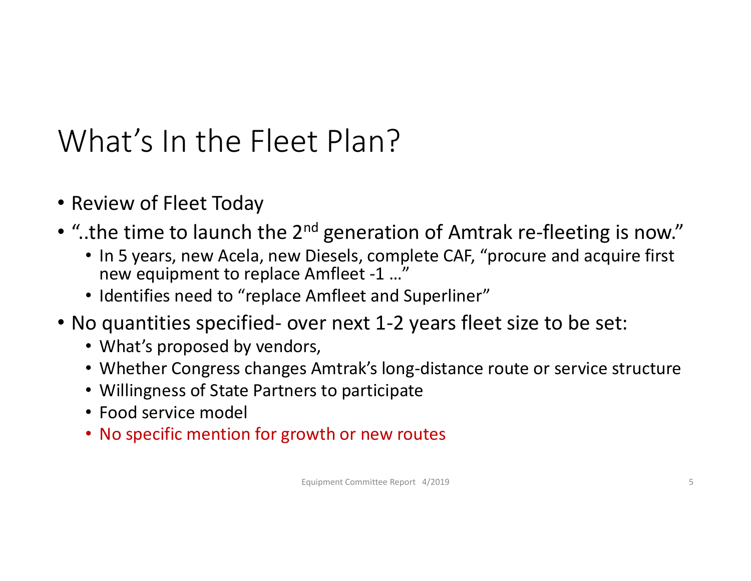# What's In the Fleet Plan?

- Review of Fleet Today
- "..the time to launch the 2nd generation of Amtrak re-fleeting is now."
  - In 5 years, new Acela, new Diesels, complete CAF, "procure and acquire first new equipment to replace Amfleet -1 …"
  - Identifies need to "replace Amfleet and Superliner"
- No quantities specified- over next 1-2 years fleet size to be set:
  - What's proposed by vendors,
  - Whether Congress changes Amtrak's long-distance route or service structure
  - Willingness of State Partners to participate
  - Food service model
  - No specific mention for growth or new routes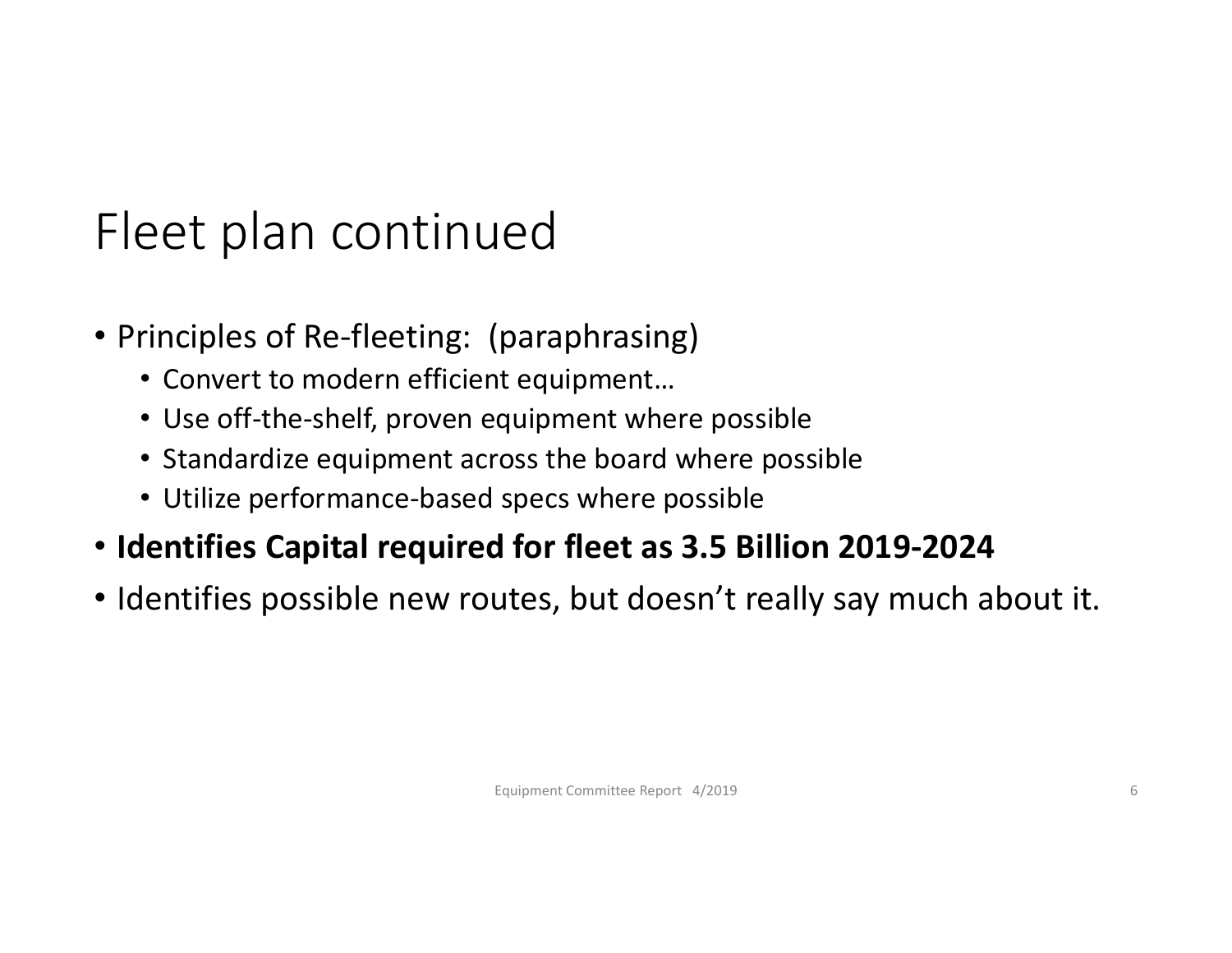# Fleet plan continued

- Principles of Re-fleeting: (paraphrasing)
  - Convert to modern efficient equipment…
  - Use off-the-shelf, proven equipment where possible
  - Standardize equipment across the board where possible
  - Utilize performance-based specs where possible
- **Identifies Capital required for fleet as 3.5 Billion 2019-2024**
- Identifies possible new routes, but doesn't really say much about it.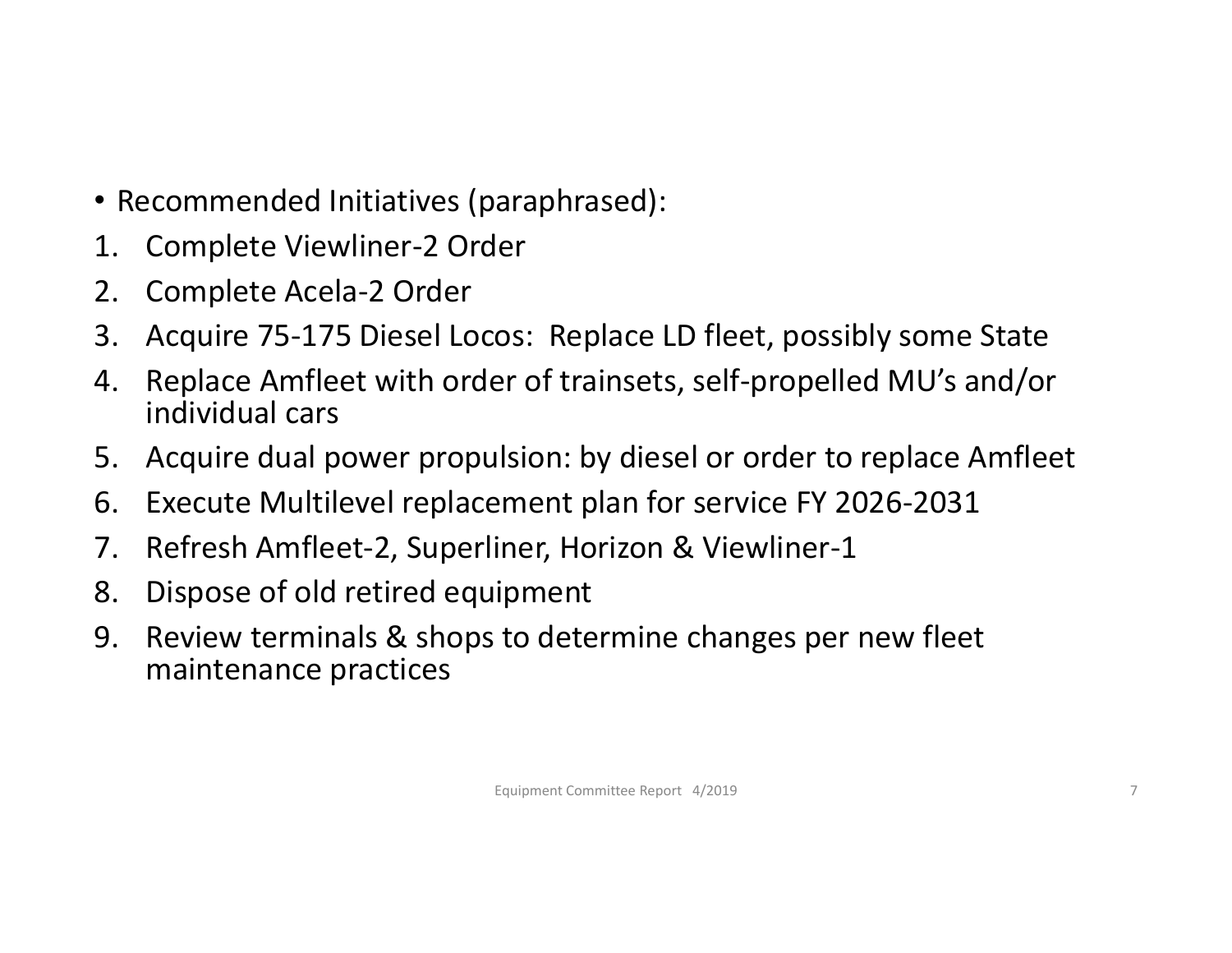- Recommended Initiatives (paraphrased):

1. Complete Viewliner-2 Order
2. Complete Acela-2 Order
3. Acquire 75-175 Diesel Locos: Replace LD fleet, possibly some State
4. Replace Amfleet with order of trainsets, self-propelled MU's and/or individual cars
5. Acquire dual power propulsion: by diesel or order to replace Amfleet
6. Execute Multilevel replacement plan for service FY 2026-2031
7. Refresh Amfleet-2, Superliner, Horizon & Viewliner-1
8. Dispose of old retired equipment
9. Review terminals & shops to determine changes per new fleet maintenance practices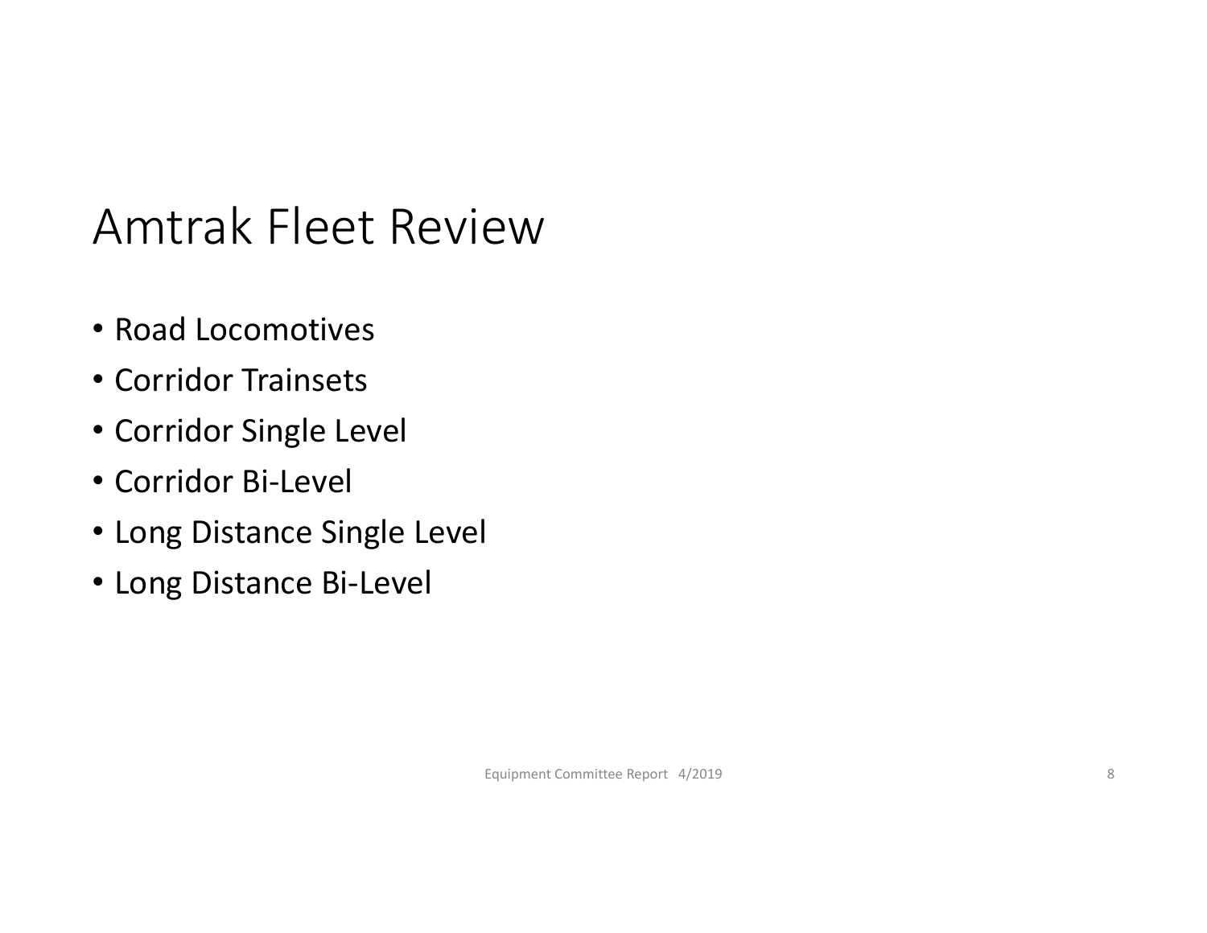# Amtrak Fleet Review

- Road Locomotives
- Corridor Trainsets
- Corridor Single Level
- Corridor Bi-Level
- Long Distance Single Level
- Long Distance Bi-Level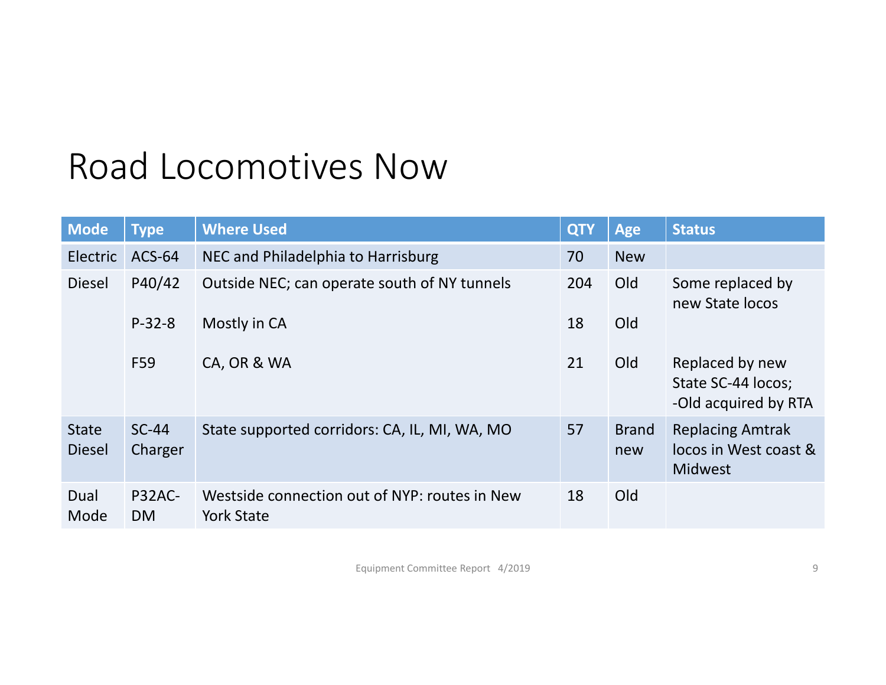# Road Locomotives Now

| Mode | Type | Where Used | QTY | Age | Status |
|---|---|---|---|---|---|
| Electric | ACS-64 | NEC and Philadelphia to Harrisburg | 70 | New | |
| Diesel | P40/42 | Outside NEC; can operate south of NY tunnels | 204 | Old | Some replaced by new State locos |
| | P-32-8 | Mostly in CA | 18 | Old | |
| | F59 | CA, OR & WA | 21 | Old | Replaced by new State SC-44 locos; -Old acquired by RTA |
| State Diesel | SC-44 Charger | State supported corridors: CA, IL, MI, WA, MO | 57 | Brand new | Replacing Amtrak locos in West coast & Midwest |
| Dual Mode | P32AC-DM | Westside connection out of NYP: routes in New York State | 18 | Old | |

Equipment Committee Report 4/2019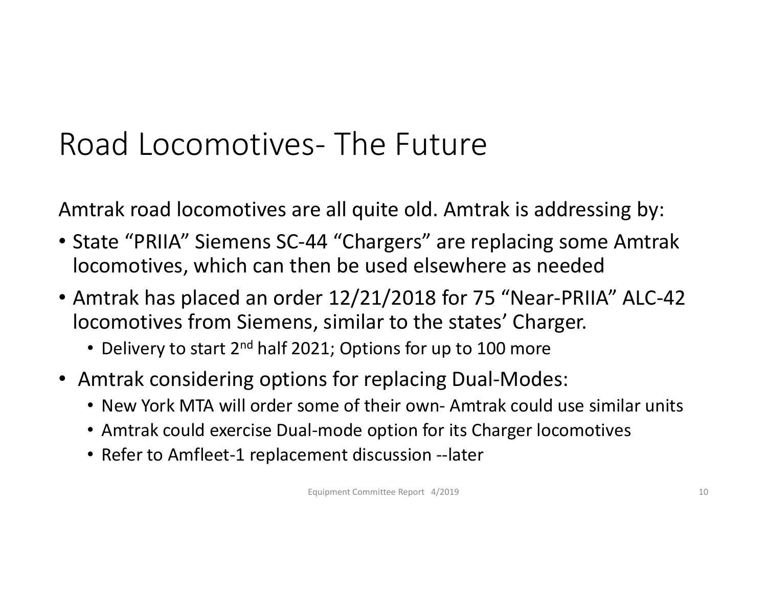# Road Locomotives- The Future

Amtrak road locomotives are all quite old. Amtrak is addressing by:

- State "PRIIA" Siemens SC-44 "Chargers" are replacing some Amtrak locomotives, which can then be used elsewhere as needed
- Amtrak has placed an order 12/21/2018 for 75 "Near-PRIIA" ALC-42 locomotives from Siemens, similar to the states' Charger.
  - Delivery to start 2nd half 2021; Options for up to 100 more
- Amtrak considering options for replacing Dual-Modes:
  - New York MTA will order some of their own- Amtrak could use similar units
  - Amtrak could exercise Dual-mode option for its Charger locomotives
  - Refer to Amfleet-1 replacement discussion --later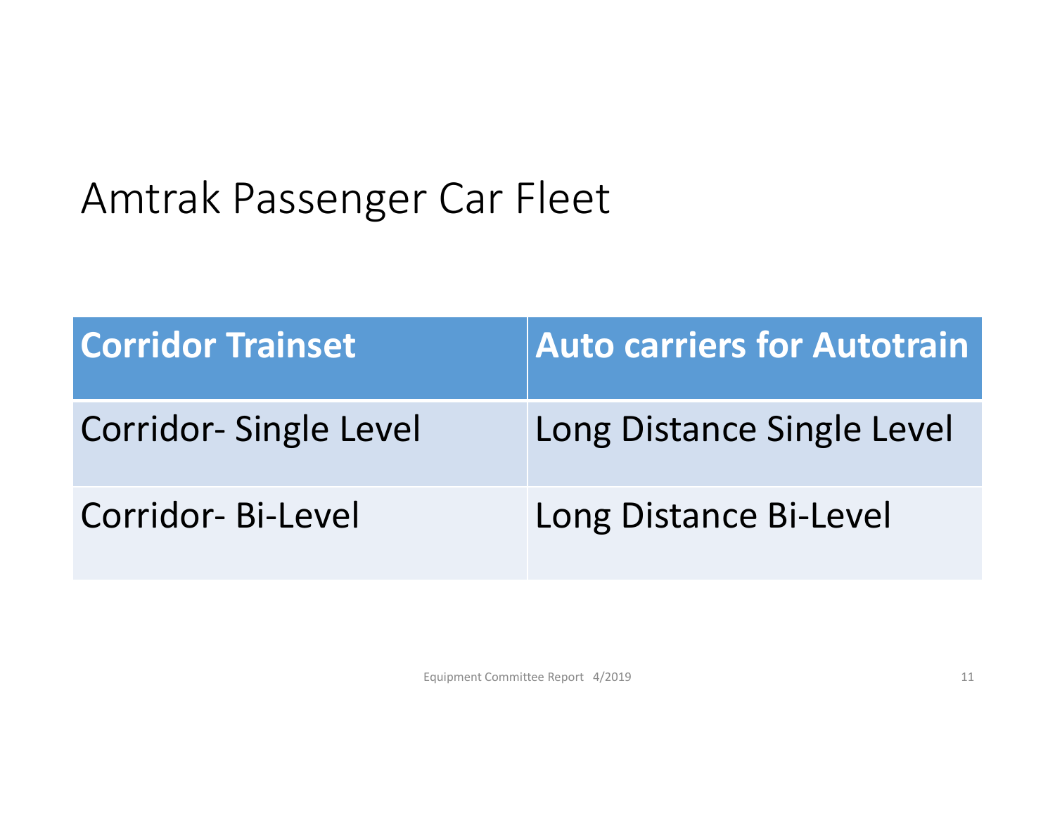# Amtrak Passenger Car Fleet

| Corridor Trainset | Auto carriers for Autotrain |
| --- | --- |
| Corridor- Single Level | Long Distance Single Level |
| Corridor- Bi-Level | Long Distance Bi-Level |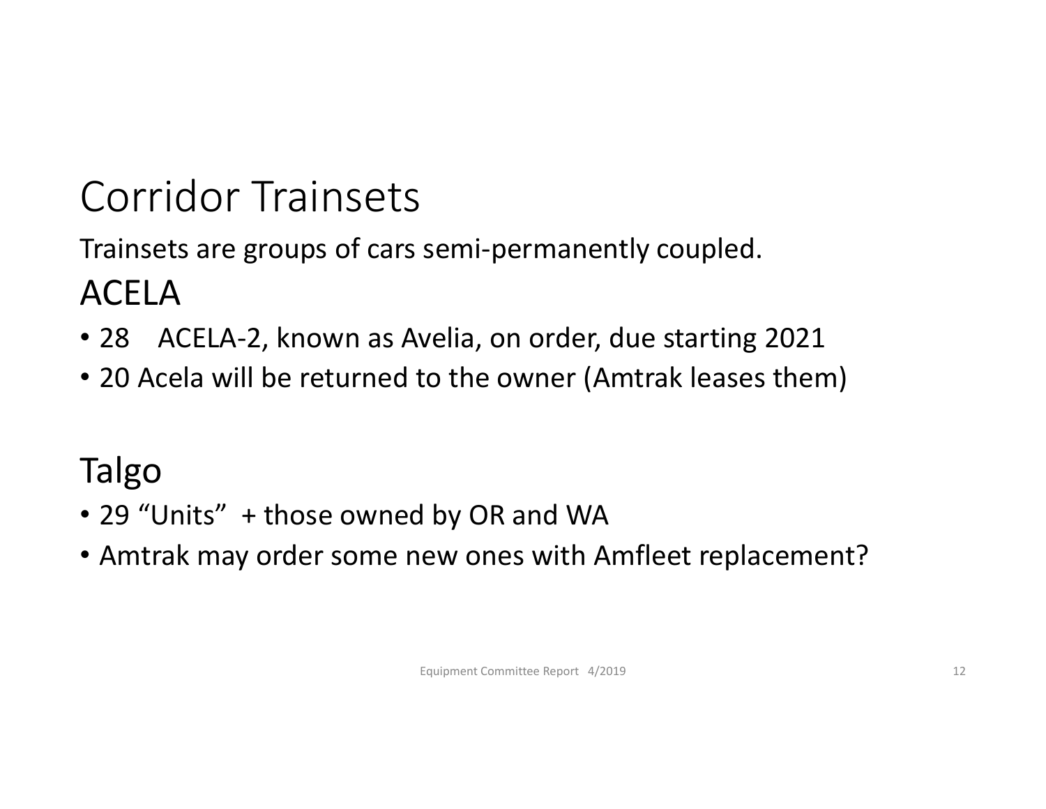# Corridor Trainsets

Trainsets are groups of cars semi-permanently coupled.

## ACELA

- 28 ACELA-2, known as Avelia, on order, due starting 2021
- 20 Acela will be returned to the owner (Amtrak leases them)

## Talgo

- 29 “Units” + those owned by OR and WA
- Amtrak may order some new ones with Amfleet replacement?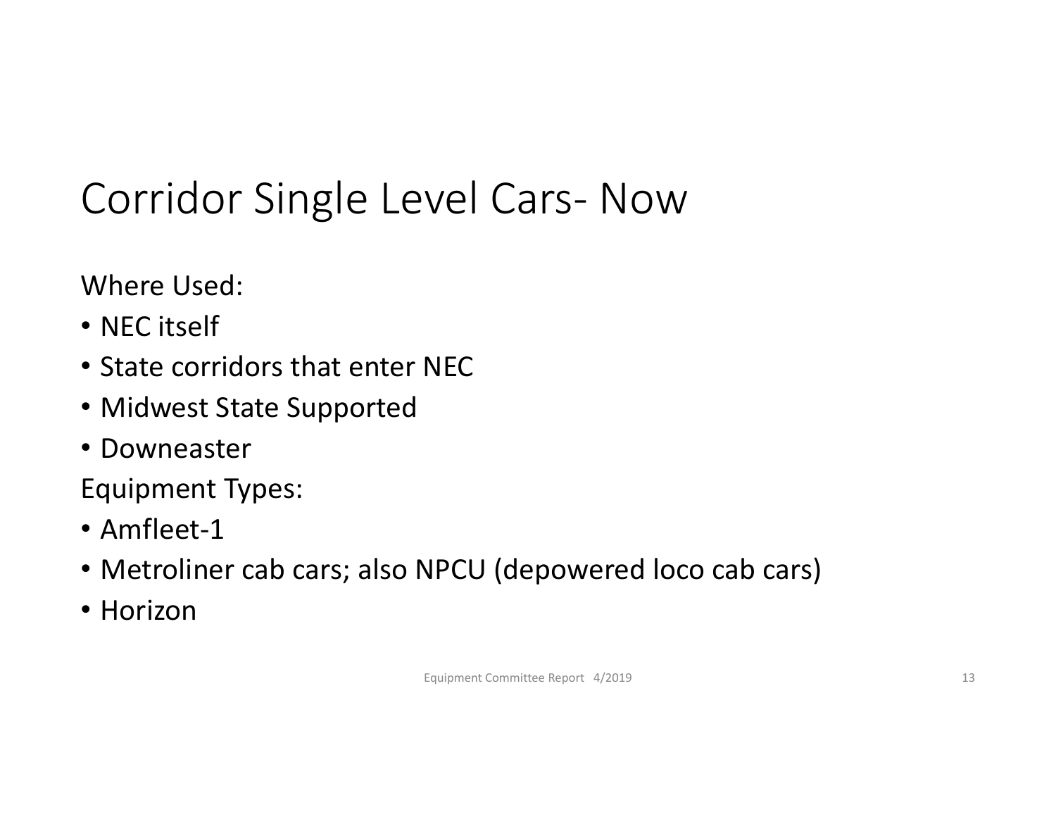# Corridor Single Level Cars- Now

Where Used:

- NEC itself
- State corridors that enter NEC
- Midwest State Supported
- Downeaster

Equipment Types:

- Amfleet-1
- Metroliner cab cars; also NPCU (depowered loco cab cars)
- Horizon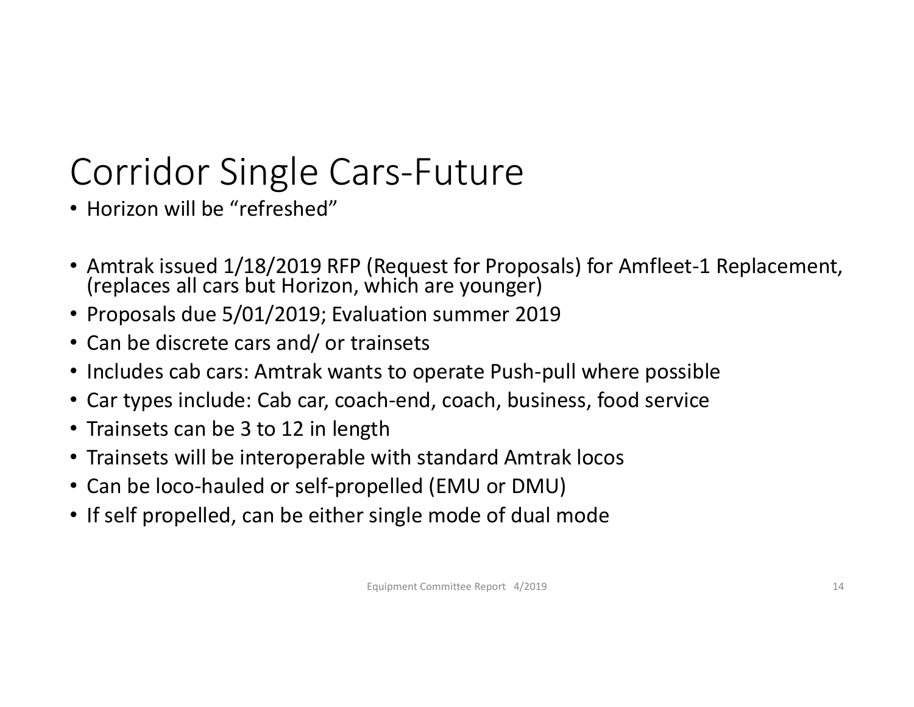# Corridor Single Cars-Future

- Horizon will be "refreshed"

- Amtrak issued 1/18/2019 RFP (Request for Proposals) for Amfleet-1 Replacement, (replaces all cars but Horizon, which are younger)
- Proposals due 5/01/2019; Evaluation summer 2019
- Can be discrete cars and/ or trainsets
- Includes cab cars: Amtrak wants to operate Push-pull where possible
- Car types include: Cab car, coach-end, coach, business, food service
- Trainsets can be 3 to 12 in length
- Trainsets will be interoperable with standard Amtrak locos
- Can be loco-hauled or self-propelled (EMU or DMU)
- If self propelled, can be either single mode of dual mode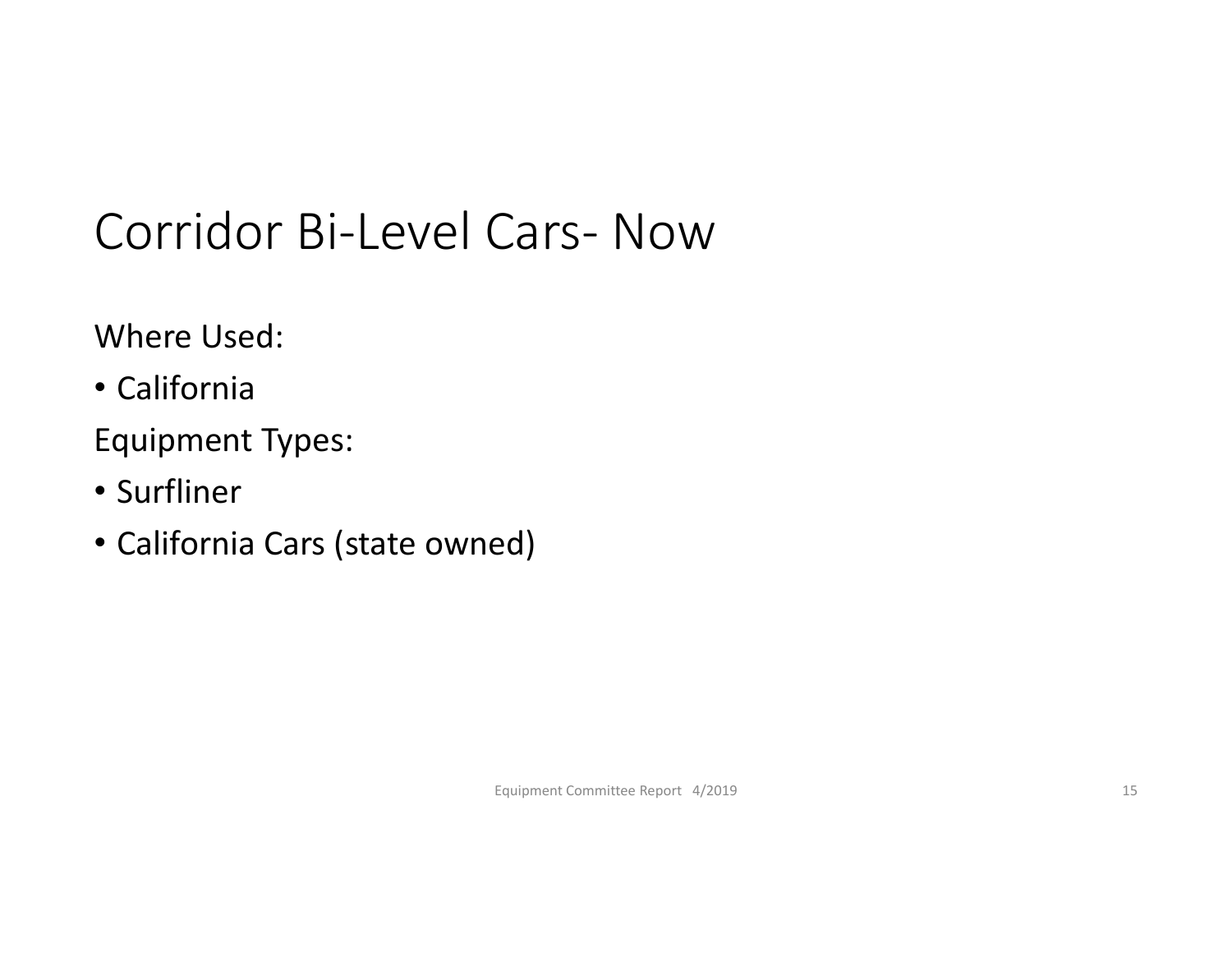# Corridor Bi-Level Cars- Now

Where Used:

- California

Equipment Types:

- Surfliner
- California Cars (state owned)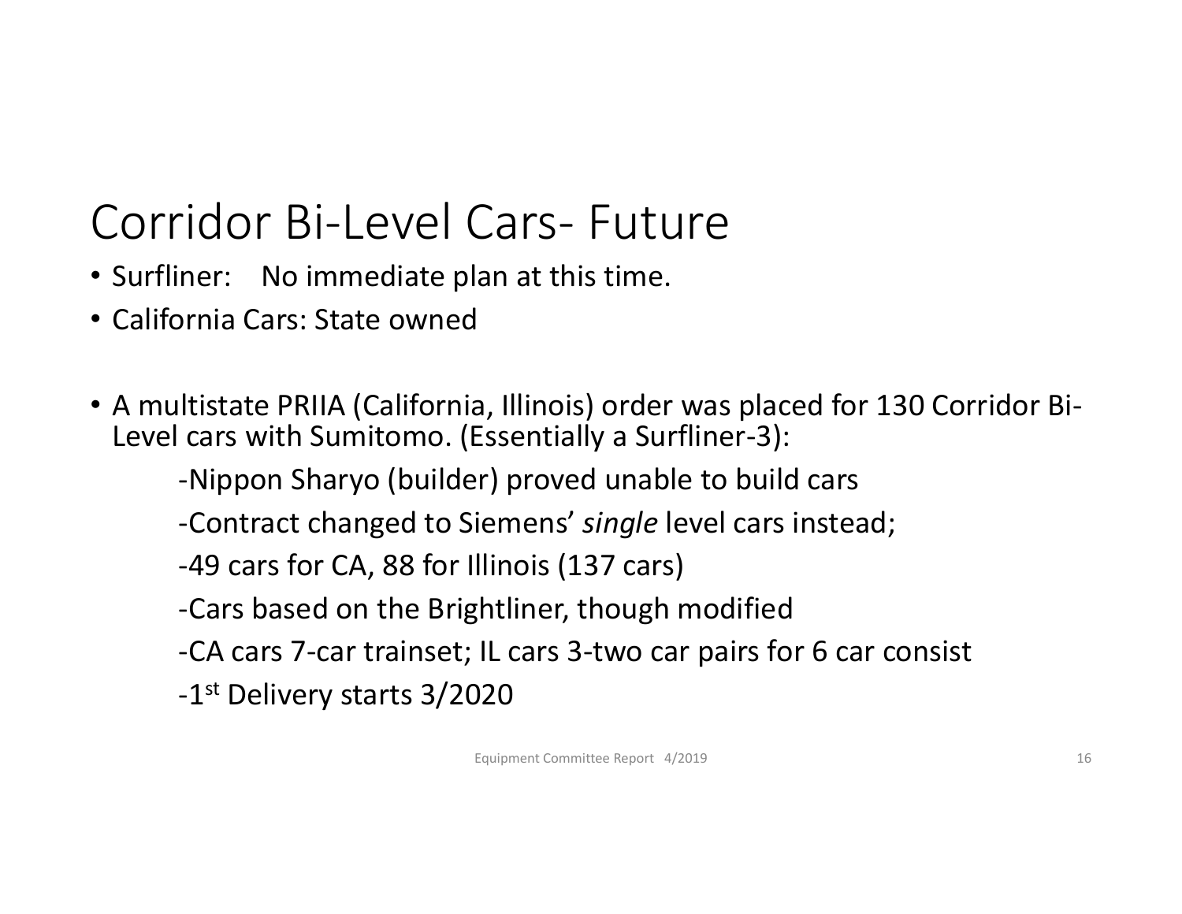# Corridor Bi-Level Cars- Future

- Surfliner: No immediate plan at this time.
- California Cars: State owned

- A multistate PRIIA (California, Illinois) order was placed for 130 Corridor Bi-Level cars with Sumitomo. (Essentially a Surfliner-3):
  - -Nippon Sharyo (builder) proved unable to build cars
  - -Contract changed to Siemens' *single* level cars instead;
  - -49 cars for CA, 88 for Illinois (137 cars)
  - -Cars based on the Brightliner, though modified
  - -CA cars 7-car trainset; IL cars 3-two car pairs for 6 car consist
  - -1st Delivery starts 3/2020

Equipment Committee Report 4/2019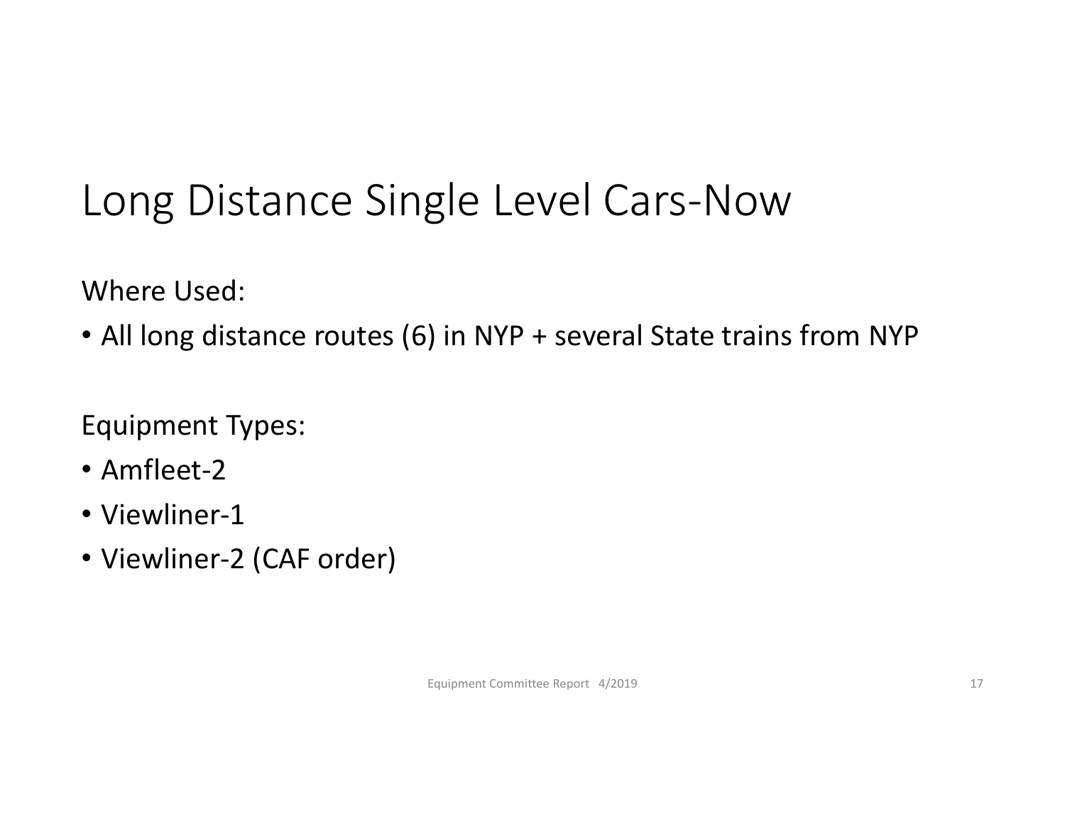# Long Distance Single Level Cars-Now

Where Used:

- All long distance routes (6) in NYP + several State trains from NYP

Equipment Types:

- Amfleet-2
- Viewliner-1
- Viewliner-2 (CAF order)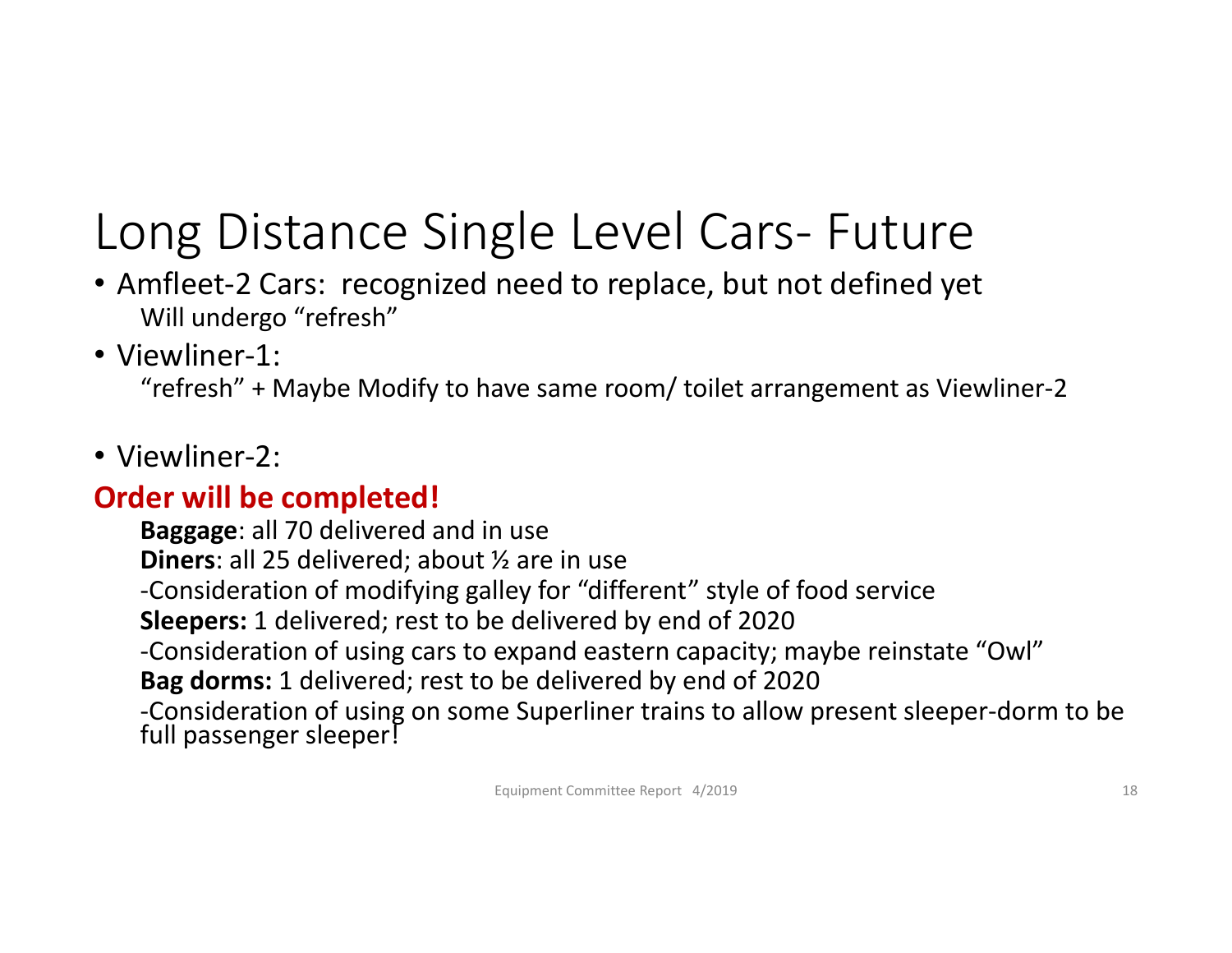# Long Distance Single Level Cars- Future

- Amfleet-2 Cars: recognized need to replace, but not defined yet
  Will undergo "refresh"
- Viewliner-1:
  "refresh" + Maybe Modify to have same room/ toilet arrangement as Viewliner-2
- Viewliner-2:

**Order will be completed!**

**Baggage**: all 70 delivered and in use

**Diners**: all 25 delivered; about ½ are in use

-Consideration of modifying galley for "different" style of food service

**Sleepers:** 1 delivered; rest to be delivered by end of 2020

-Consideration of using cars to expand eastern capacity; maybe reinstate "Owl"

**Bag dorms:** 1 delivered; rest to be delivered by end of 2020

-Consideration of using on some Superliner trains to allow present sleeper-dorm to be full passenger sleeper!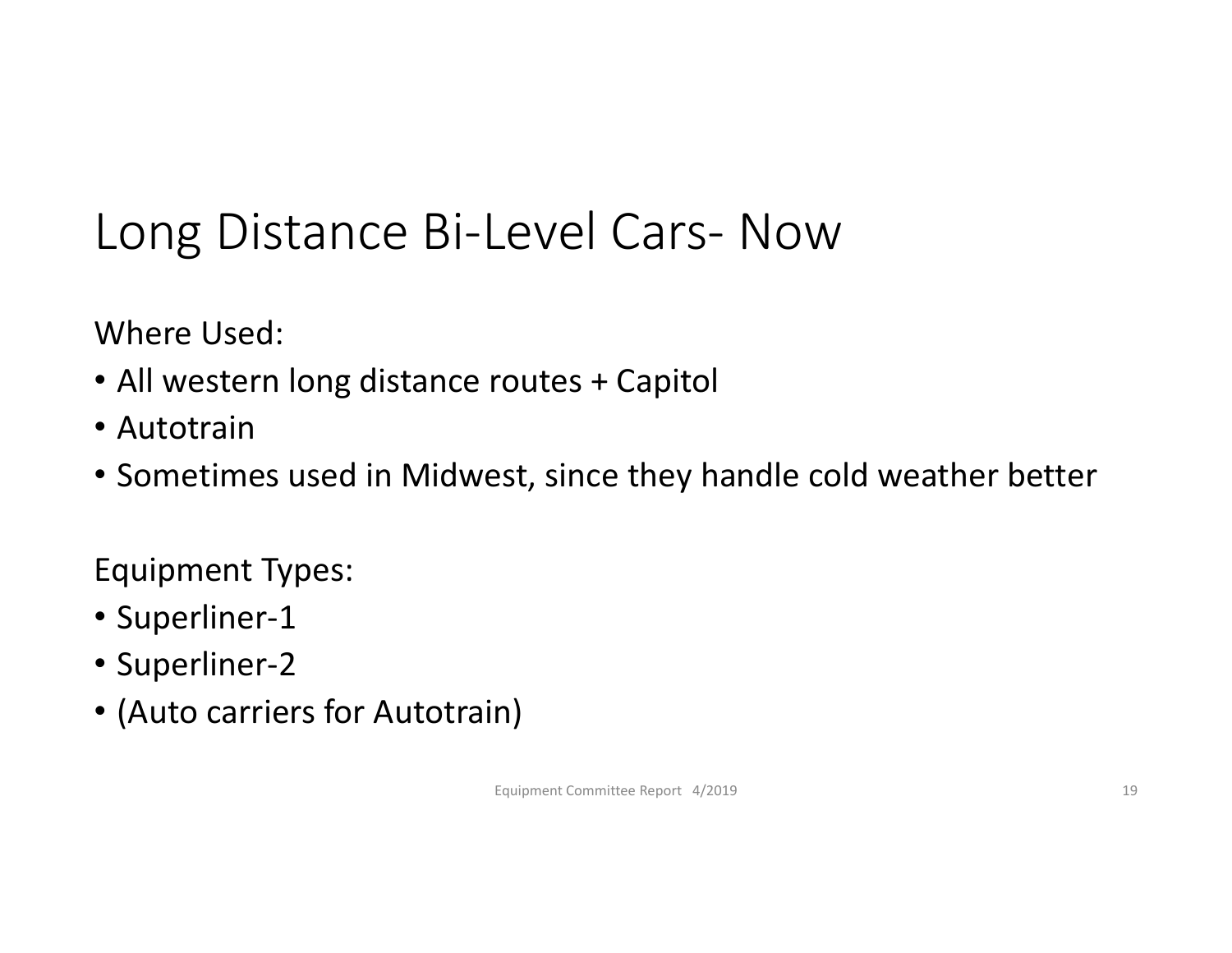# Long Distance Bi-Level Cars- Now

Where Used:

- All western long distance routes + Capitol
- Autotrain
- Sometimes used in Midwest, since they handle cold weather better

Equipment Types:

- Superliner-1
- Superliner-2
- (Auto carriers for Autotrain)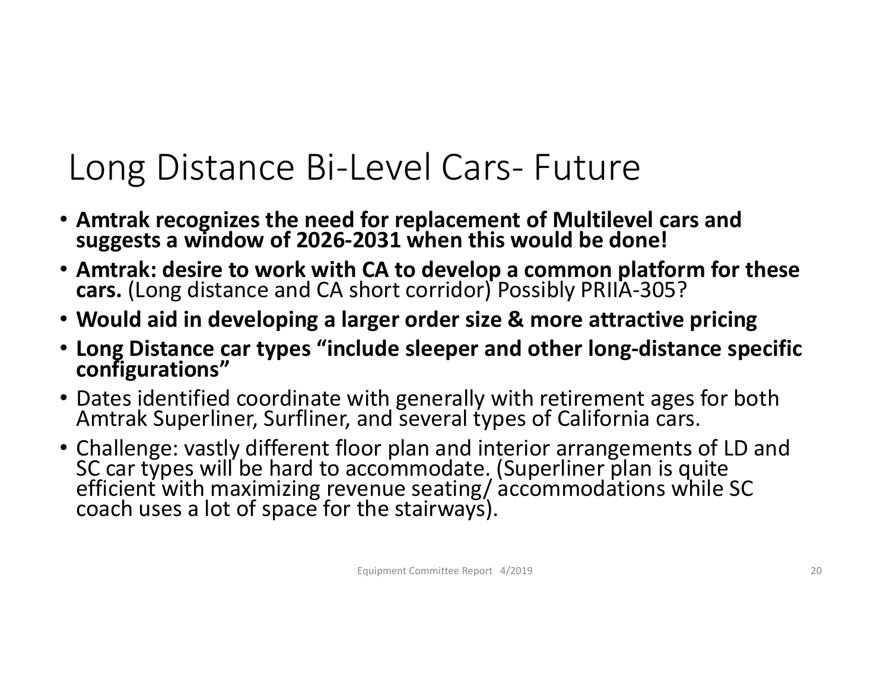# Long Distance Bi-Level Cars- Future

- **Amtrak recognizes the need for replacement of Multilevel cars and suggests a window of 2026-2031 when this would be done!**
- **Amtrak: desire to work with CA to develop a common platform for these cars.** (Long distance and CA short corridor) Possibly PRIIA-305?
- **Would aid in developing a larger order size & more attractive pricing**
- **Long Distance car types "include sleeper and other long-distance specific configurations"**
- Dates identified coordinate with generally with retirement ages for both Amtrak Superliner, Surfliner, and several types of California cars.
- Challenge: vastly different floor plan and interior arrangements of LD and SC car types will be hard to accommodate. (Superliner plan is quite efficient with maximizing revenue seating/ accommodations while SC coach uses a lot of space for the stairways).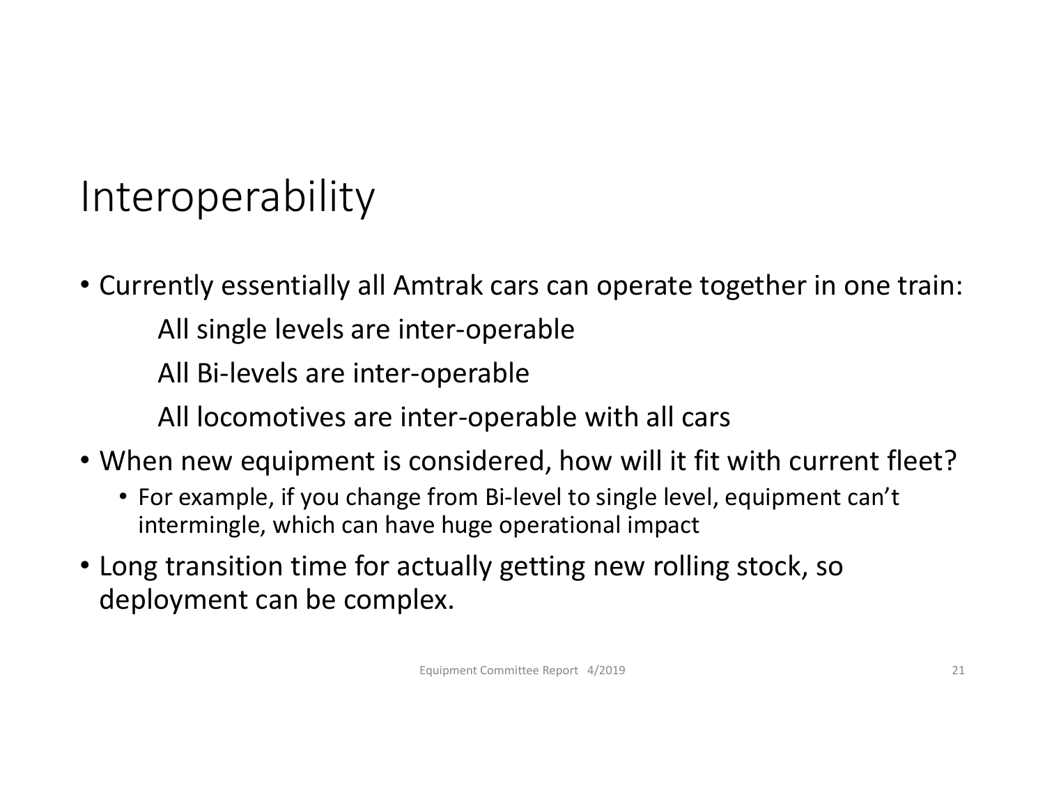# Interoperability

- Currently essentially all Amtrak cars can operate together in one train:
  - All single levels are inter-operable
  - All Bi-levels are inter-operable
  - All locomotives are inter-operable with all cars
- When new equipment is considered, how will it fit with current fleet?
  - For example, if you change from Bi-level to single level, equipment can't intermingle, which can have huge operational impact
- Long transition time for actually getting new rolling stock, so deployment can be complex.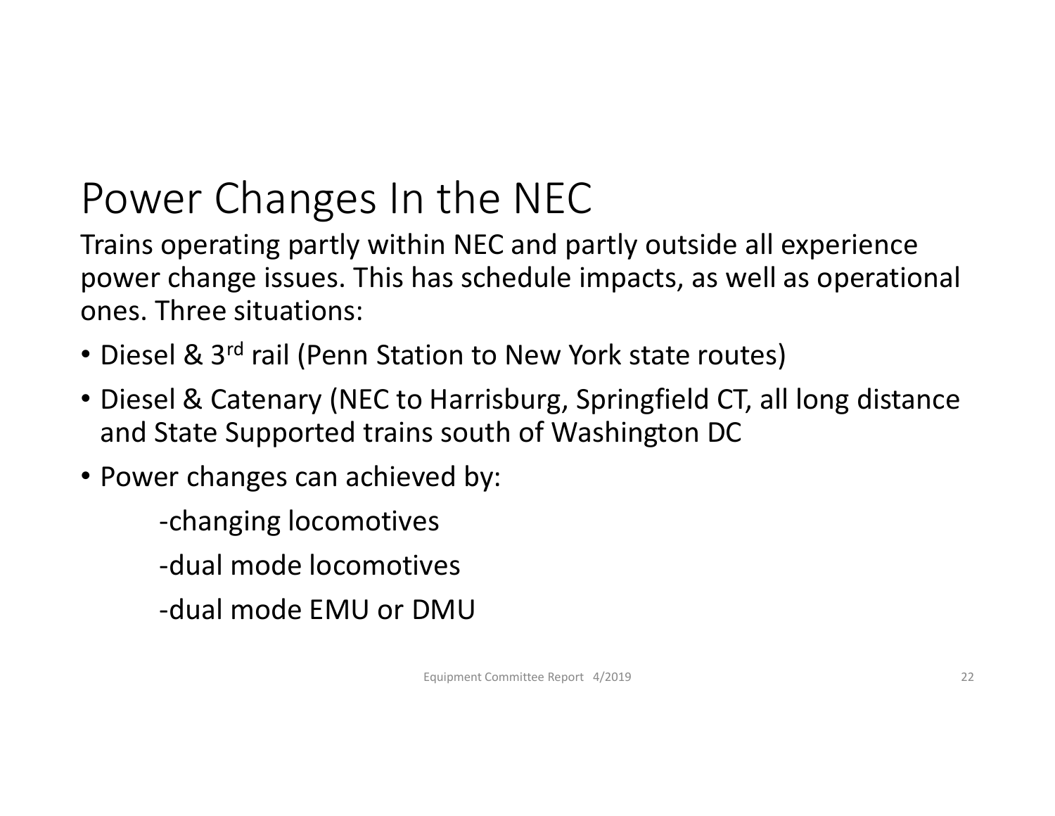# Power Changes In the NEC

Trains operating partly within NEC and partly outside all experience power change issues. This has schedule impacts, as well as operational ones. Three situations:

- Diesel & 3rd rail (Penn Station to New York state routes)
- Diesel & Catenary (NEC to Harrisburg, Springfield CT, all long distance and State Supported trains south of Washington DC
- Power changes can achieved by:

  -changing locomotives

  -dual mode locomotives

  -dual mode EMU or DMU

Equipment Committee Report 4/2019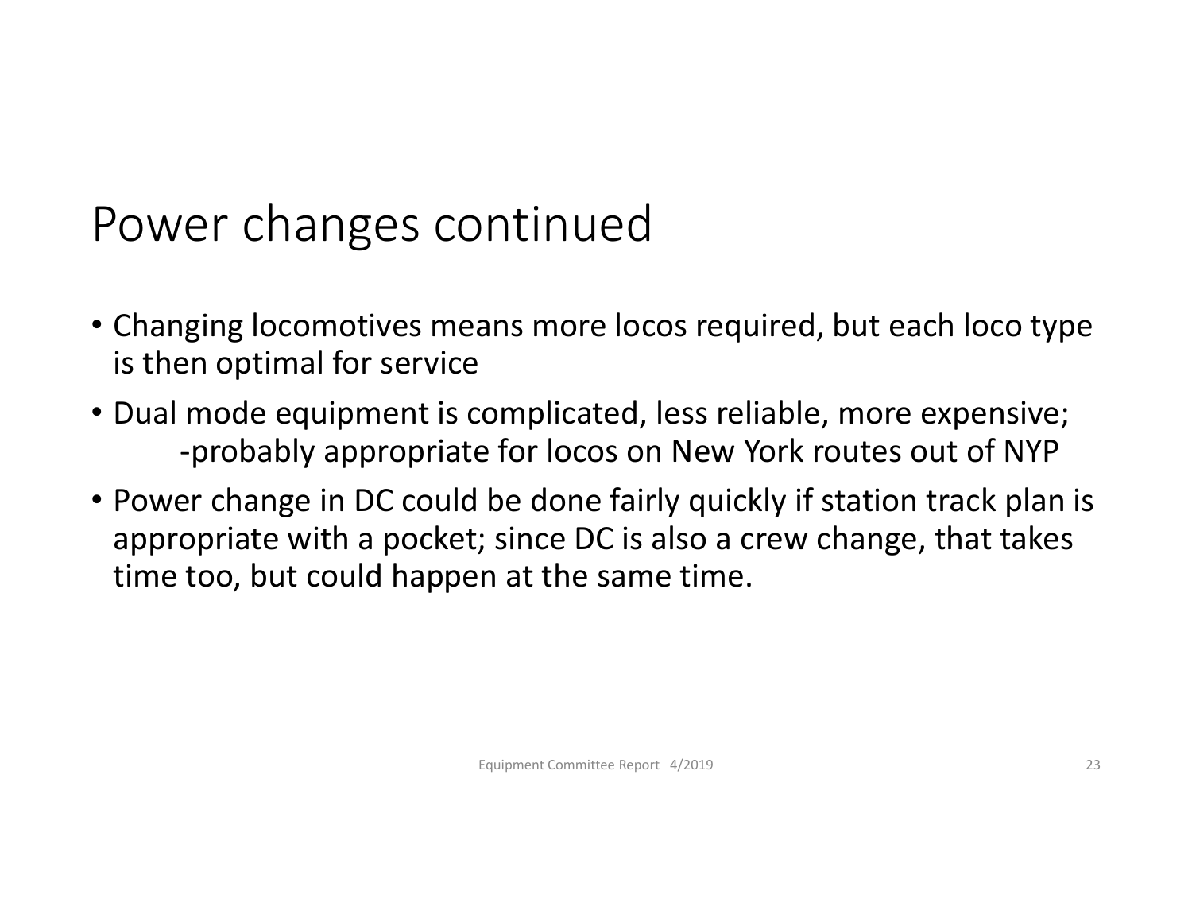# Power changes continued

- Changing locomotives means more locos required, but each loco type is then optimal for service
- Dual mode equipment is complicated, less reliable, more expensive;
  - probably appropriate for locos on New York routes out of NYP
- Power change in DC could be done fairly quickly if station track plan is appropriate with a pocket; since DC is also a crew change, that takes time too, but could happen at the same time.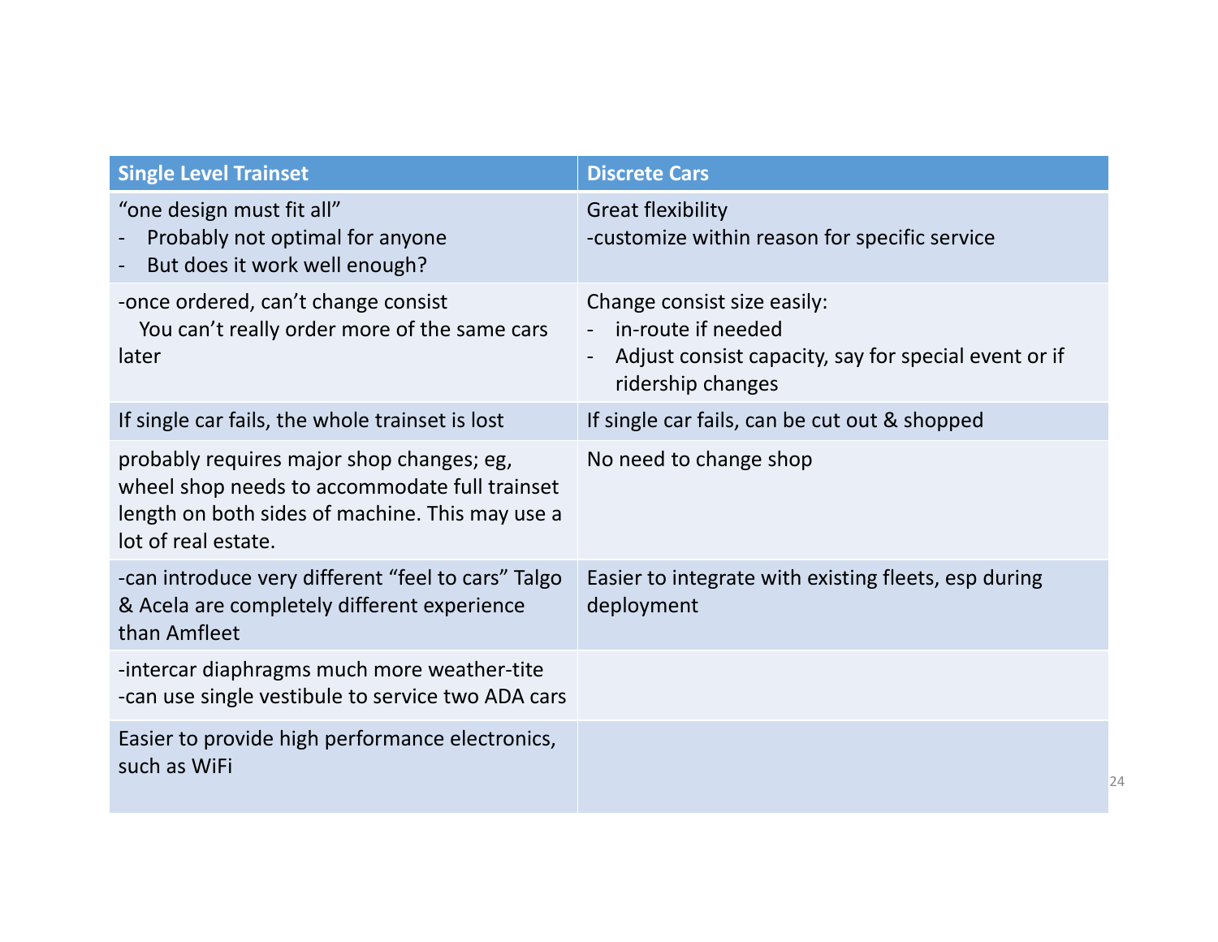| Single Level Trainset | Discrete Cars |
|---|---|
| "one design must fit all"<br>- Probably not optimal for anyone<br>- But does it work well enough? | Great flexibility<br>-customize within reason for specific service |
| -once ordered, can't change consist<br>You can't really order more of the same cars later | Change consist size easily:<br>- in-route if needed<br>- Adjust consist capacity, say for special event or if ridership changes |
| If single car fails, the whole trainset is lost | If single car fails, can be cut out & shopped |
| probably requires major shop changes; eg, wheel shop needs to accommodate full trainset length on both sides of machine. This may use a lot of real estate. | No need to change shop |
| -can introduce very different "feel to cars" Talgo & Acela are completely different experience than Amfleet | Easier to integrate with existing fleets, esp during deployment |
| -intercar diaphragms much more weather-tite<br>-can use single vestibule to service two ADA cars | |
| Easier to provide high performance electronics, such as WiFi | |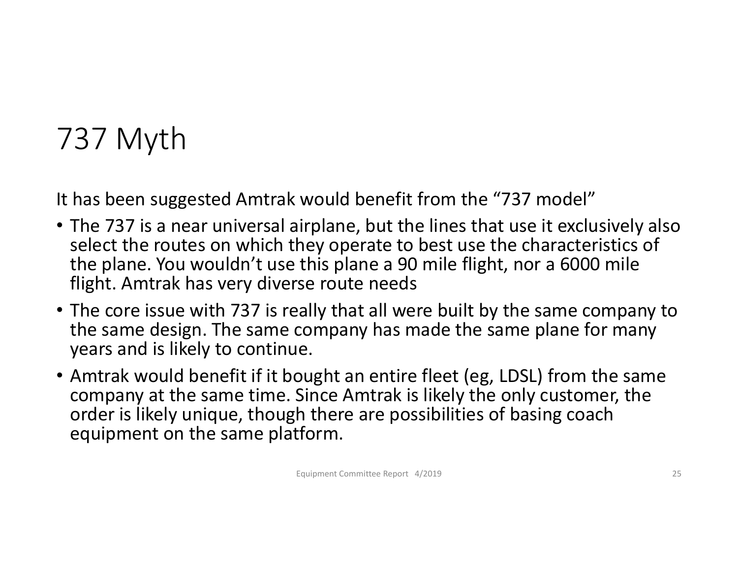# 737 Myth

It has been suggested Amtrak would benefit from the "737 model"

- The 737 is a near universal airplane, but the lines that use it exclusively also select the routes on which they operate to best use the characteristics of the plane. You wouldn't use this plane a 90 mile flight, nor a 6000 mile flight. Amtrak has very diverse route needs
- The core issue with 737 is really that all were built by the same company to the same design. The same company has made the same plane for many years and is likely to continue.
- Amtrak would benefit if it bought an entire fleet (eg, LDSL) from the same company at the same time. Since Amtrak is likely the only customer, the order is likely unique, though there are possibilities of basing coach equipment on the same platform.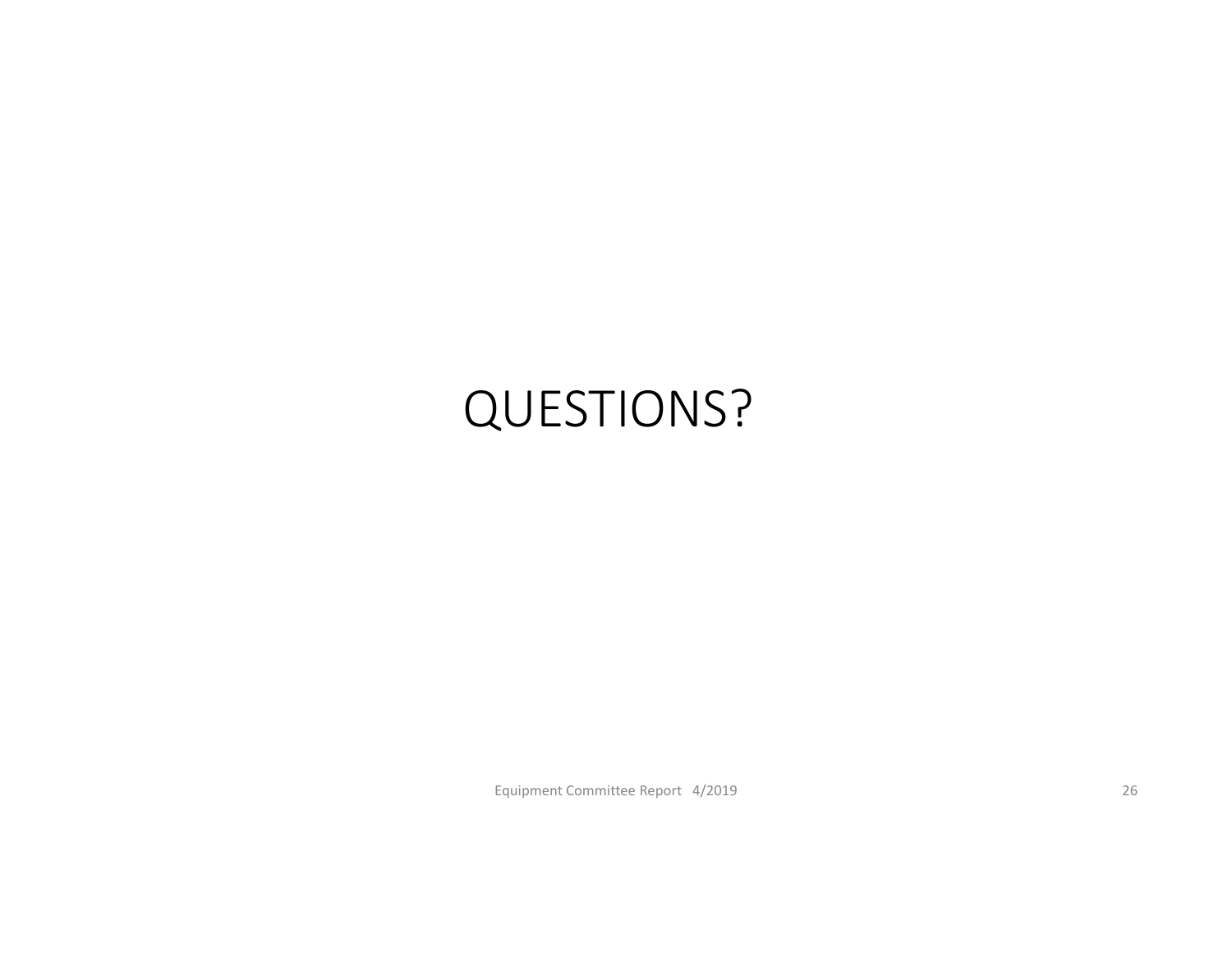# QUESTIONS?